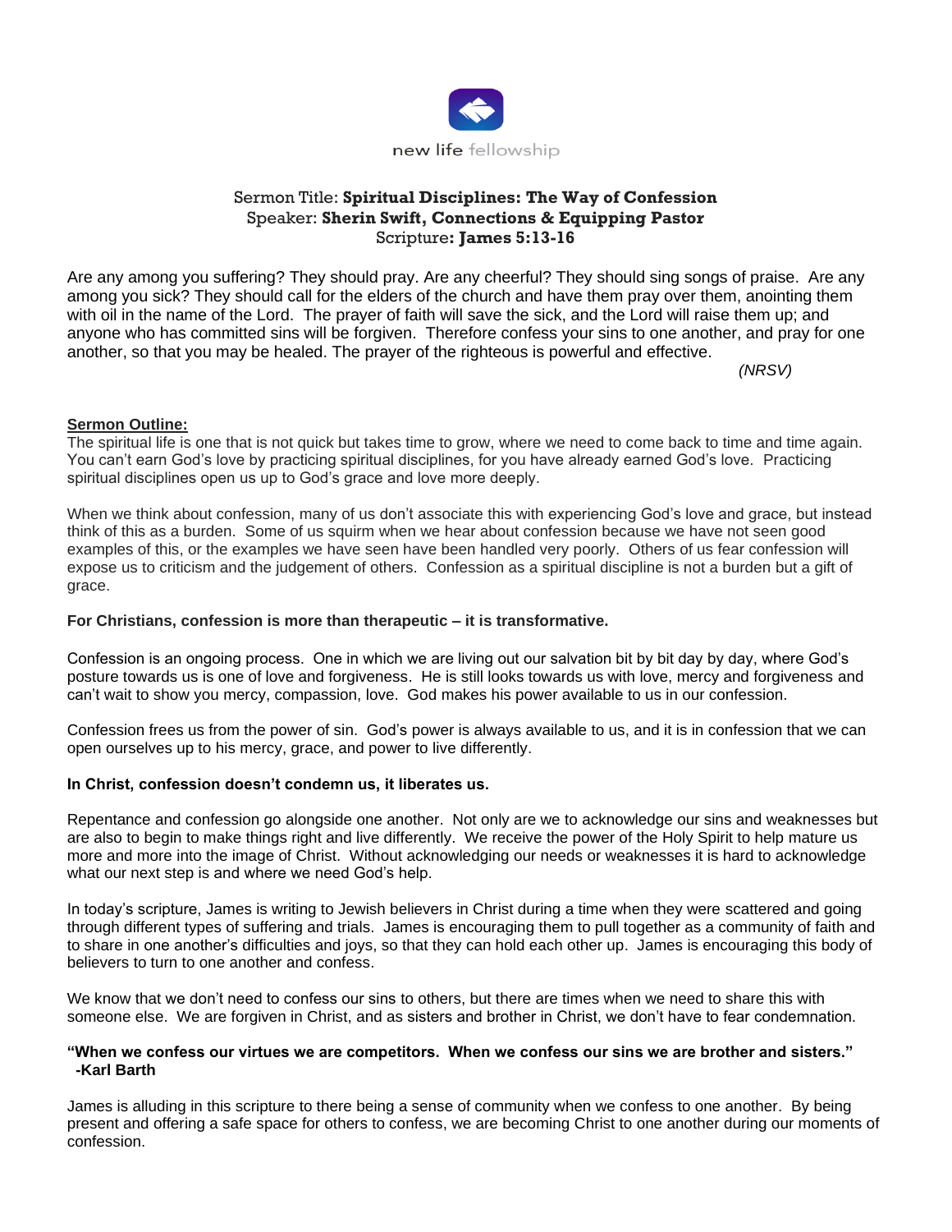new life fellowship

Sermon Title: **Spiritual Disciplines: The Way of Confession**
Speaker: **Sherin Swift, Connections & Equipping Pastor**
Scripture**: James 5:13-16**

Are any among you suffering? They should pray. Are any cheerful? They should sing songs of praise. Are any among you sick? They should call for the elders of the church and have them pray over them, anointing them with oil in the name of the Lord. The prayer of faith will save the sick, and the Lord will raise them up; and anyone who has committed sins will be forgiven. Therefore confess your sins to one another, and pray for one another, so that you may be healed. The prayer of the righteous is powerful and effective.

*(NRSV)*

**Sermon Outline:**

The spiritual life is one that is not quick but takes time to grow, where we need to come back to time and time again. You can't earn God's love by practicing spiritual disciplines, for you have already earned God's love. Practicing spiritual disciplines open us up to God's grace and love more deeply.

When we think about confession, many of us don't associate this with experiencing God's love and grace, but instead think of this as a burden. Some of us squirm when we hear about confession because we have not seen good examples of this, or the examples we have seen have been handled very poorly. Others of us fear confession will expose us to criticism and the judgement of others. Confession as a spiritual discipline is not a burden but a gift of grace.

**For Christians, confession is more than therapeutic – it is transformative.**

Confession is an ongoing process. One in which we are living out our salvation bit by bit day by day, where God's posture towards us is one of love and forgiveness. He is still looks towards us with love, mercy and forgiveness and can't wait to show you mercy, compassion, love. God makes his power available to us in our confession.

Confession frees us from the power of sin. God's power is always available to us, and it is in confession that we can open ourselves up to his mercy, grace, and power to live differently.

**In Christ, confession doesn't condemn us, it liberates us.**

Repentance and confession go alongside one another. Not only are we to acknowledge our sins and weaknesses but are also to begin to make things right and live differently. We receive the power of the Holy Spirit to help mature us more and more into the image of Christ. Without acknowledging our needs or weaknesses it is hard to acknowledge what our next step is and where we need God's help.

In today's scripture, James is writing to Jewish believers in Christ during a time when they were scattered and going through different types of suffering and trials. James is encouraging them to pull together as a community of faith and to share in one another's difficulties and joys, so that they can hold each other up. James is encouraging this body of believers to turn to one another and confess.

We know that we don't need to confess our sins to others, but there are times when we need to share this with someone else. We are forgiven in Christ, and as sisters and brother in Christ, we don't have to fear condemnation.

**"When we confess our virtues we are competitors. When we confess our sins we are brother and sisters." -Karl Barth**

James is alluding in this scripture to there being a sense of community when we confess to one another. By being present and offering a safe space for others to confess, we are becoming Christ to one another during our moments of confession.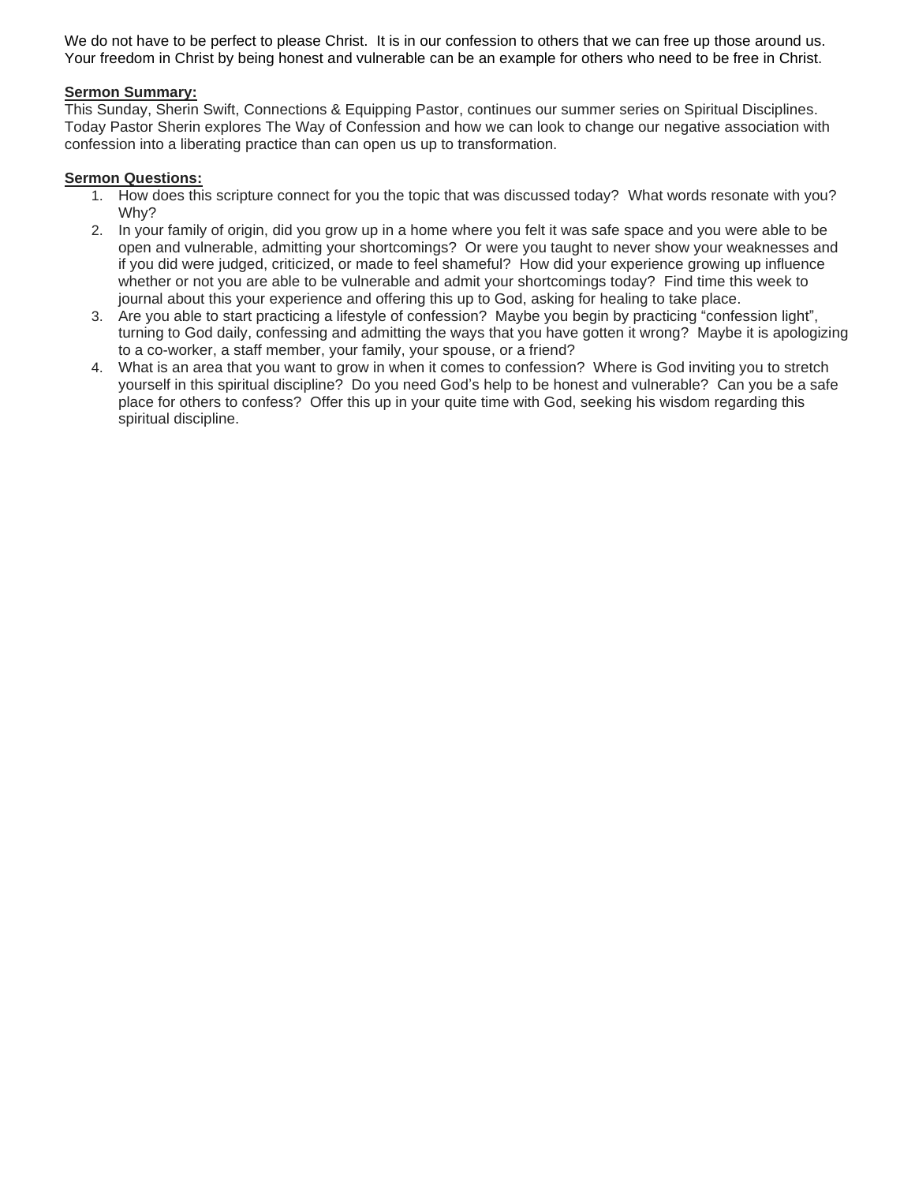We do not have to be perfect to please Christ. It is in our confession to others that we can free up those around us. Your freedom in Christ by being honest and vulnerable can be an example for others who need to be free in Christ.

**Sermon Summary:**

This Sunday, Sherin Swift, Connections & Equipping Pastor, continues our summer series on Spiritual Disciplines. Today Pastor Sherin explores The Way of Confession and how we can look to change our negative association with confession into a liberating practice than can open us up to transformation.

**Sermon Questions:**

1. How does this scripture connect for you the topic that was discussed today? What words resonate with you? Why?
2. In your family of origin, did you grow up in a home where you felt it was safe space and you were able to be open and vulnerable, admitting your shortcomings? Or were you taught to never show your weaknesses and if you did were judged, criticized, or made to feel shameful? How did your experience growing up influence whether or not you are able to be vulnerable and admit your shortcomings today? Find time this week to journal about this your experience and offering this up to God, asking for healing to take place.
3. Are you able to start practicing a lifestyle of confession? Maybe you begin by practicing "confession light", turning to God daily, confessing and admitting the ways that you have gotten it wrong? Maybe it is apologizing to a co-worker, a staff member, your family, your spouse, or a friend?
4. What is an area that you want to grow in when it comes to confession? Where is God inviting you to stretch yourself in this spiritual discipline? Do you need God's help to be honest and vulnerable? Can you be a safe place for others to confess? Offer this up in your quite time with God, seeking his wisdom regarding this spiritual discipline.